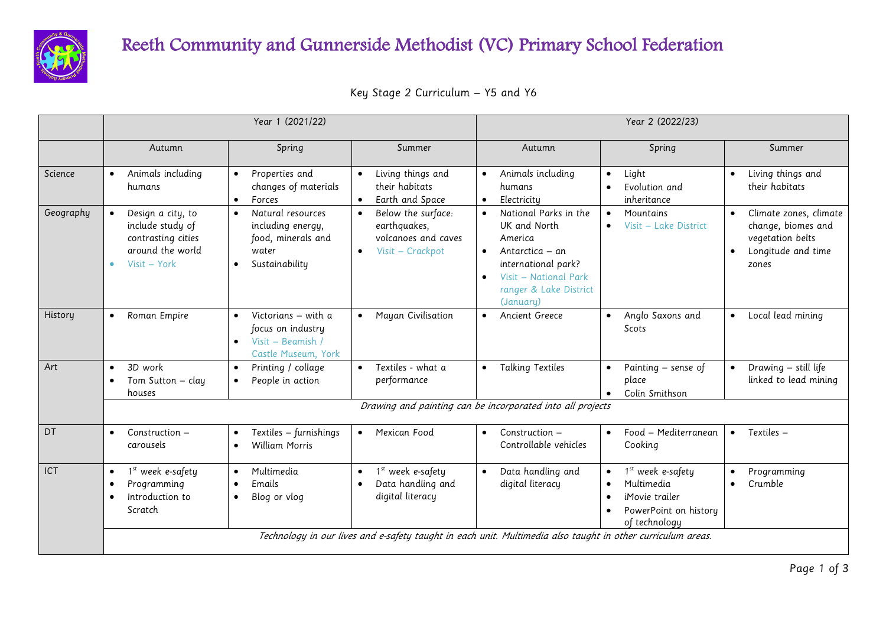# Reeth Community and Gunnerside Methodist (VC) Primary School Federation

## Key Stage 2 Curriculum – Y5 and Y6

| | Year 1 (2021/22) | | | Year 2 (2022/23) | | |
|---|---|---|---|---|---|---|
| | Autumn | Spring | Summer | Autumn | Spring | Summer |
| Science | • Animals including humans | • Properties and changes of materials<br>• Forces | • Living things and their habitats<br>• Earth and Space | • Animals including humans<br>• Electricity | • Light<br>• Evolution and inheritance | • Living things and their habitats |
| Geography | • Design a city, to include study of contrasting cities around the world<br>• Visit – York | • Natural resources including energy, food, minerals and water<br>• Sustainability | • Below the surface: earthquakes, volcanoes and caves<br>• Visit – Crackpot | • National Parks in the UK and North America<br>• Antarctica – an international park?<br>• Visit – National Park ranger & Lake District (January) | • Mountains<br>• Visit – Lake District | • Climate zones, climate change, biomes and vegetation belts<br>• Longitude and time zones |
| History | • Roman Empire | • Victorians – with a focus on industry<br>• Visit – Beamish / Castle Museum, York | • Mayan Civilisation | • Ancient Greece | • Anglo Saxons and Scots | • Local lead mining |
| Art | • 3D work<br>• Tom Sutton – clay houses | • Printing / collage<br>• People in action | • Textiles - what a performance | • Talking Textiles | • Painting – sense of place<br>• Colin Smithson | • Drawing – still life linked to lead mining |
| | *Drawing and painting can be incorporated into all projects* | | | | | |
| DT | • Construction – carousels | • Textiles – furnishings<br>• William Morris | • Mexican Food | • Construction – Controllable vehicles | • Food – Mediterranean Cooking | • Textiles – |
| ICT | • 1st week e-safety<br>• Programming<br>• Introduction to Scratch | • Multimedia<br>• Emails<br>• Blog or vlog | • 1st week e-safety<br>• Data handling and digital literacy | • Data handling and digital literacy | • 1st week e-safety<br>• Multimedia<br>• iMovie trailer<br>• PowerPoint on history of technology | • Programming<br>• Crumble |
| | *Technology in our lives and e-safety taught in each unit. Multimedia also taught in other curriculum areas.* | | | | | |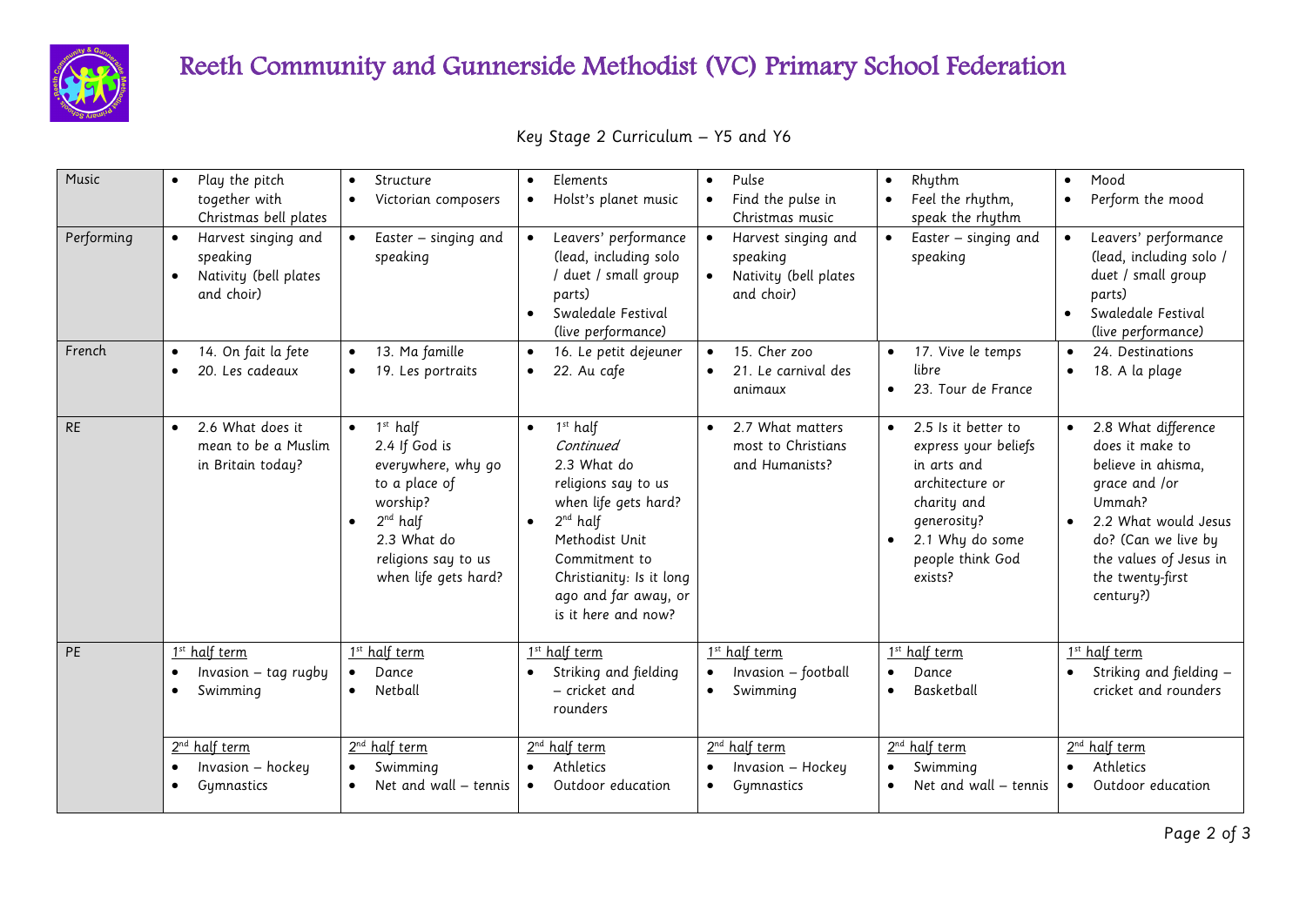# Reeth Community and Gunnerside Methodist (VC) Primary School Federation

Key Stage 2 Curriculum – Y5 and Y6

| | | | | | | |
|---|---|---|---|---|---|---|
| Music | • Play the pitch together with Christmas bell plates | • Structure<br>• Victorian composers | • Elements<br>• Holst's planet music | • Pulse<br>• Find the pulse in Christmas music | • Rhythm<br>• Feel the rhythm, speak the rhythm | • Mood<br>• Perform the mood |
| Performing | • Harvest singing and speaking<br>• Nativity (bell plates and choir) | • Easter – singing and speaking | • Leavers' performance (lead, including solo / duet / small group parts)<br>• Swaledale Festival (live performance) | • Harvest singing and speaking<br>• Nativity (bell plates and choir) | • Easter – singing and speaking | • Leavers' performance (lead, including solo / duet / small group parts)<br>• Swaledale Festival (live performance) |
| French | • 14. On fait la fete<br>• 20. Les cadeaux | • 13. Ma famille<br>• 19. Les portraits | • 16. Le petit dejeuner<br>• 22. Au cafe | • 15. Cher zoo<br>• 21. Le carnival des animaux | • 17. Vive le temps libre<br>• 23. Tour de France | • 24. Destinations<br>• 18. A la plage |
| RE | • 2.6 What does it mean to be a Muslim in Britain today? | • 1st half 2.4 If God is everywhere, why go to a place of worship?<br>• 2nd half 2.3 What do religions say to us when life gets hard? | • 1st half *Continued* 2.3 What do religions say to us when life gets hard?<br>• 2nd half Methodist Unit Commitment to Christianity: Is it long ago and far away, or is it here and now? | • 2.7 What matters most to Christians and Humanists? | • 2.5 Is it better to express your beliefs in arts and architecture or charity and generosity?<br>• 2.1 Why do some people think God exists? | • 2.8 What difference does it make to believe in ahisma, grace and /or Ummah?<br>• 2.2 What would Jesus do? (Can we live by the values of Jesus in the twenty-first century?) |
| PE | 1st half term<br>• Invasion – tag rugby<br>• Swimming | 1st half term<br>• Dance<br>• Netball | 1st half term<br>• Striking and fielding – cricket and rounders | 1st half term<br>• Invasion – football<br>• Swimming | 1st half term<br>• Dance<br>• Basketball | 1st half term<br>• Striking and fielding – cricket and rounders |
| | 2nd half term<br>• Invasion – hockey<br>• Gymnastics | 2nd half term<br>• Swimming<br>• Net and wall – tennis | 2nd half term<br>• Athletics<br>• Outdoor education | 2nd half term<br>• Invasion – Hockey<br>• Gymnastics | 2nd half term<br>• Swimming<br>• Net and wall – tennis | 2nd half term<br>• Athletics<br>• Outdoor education |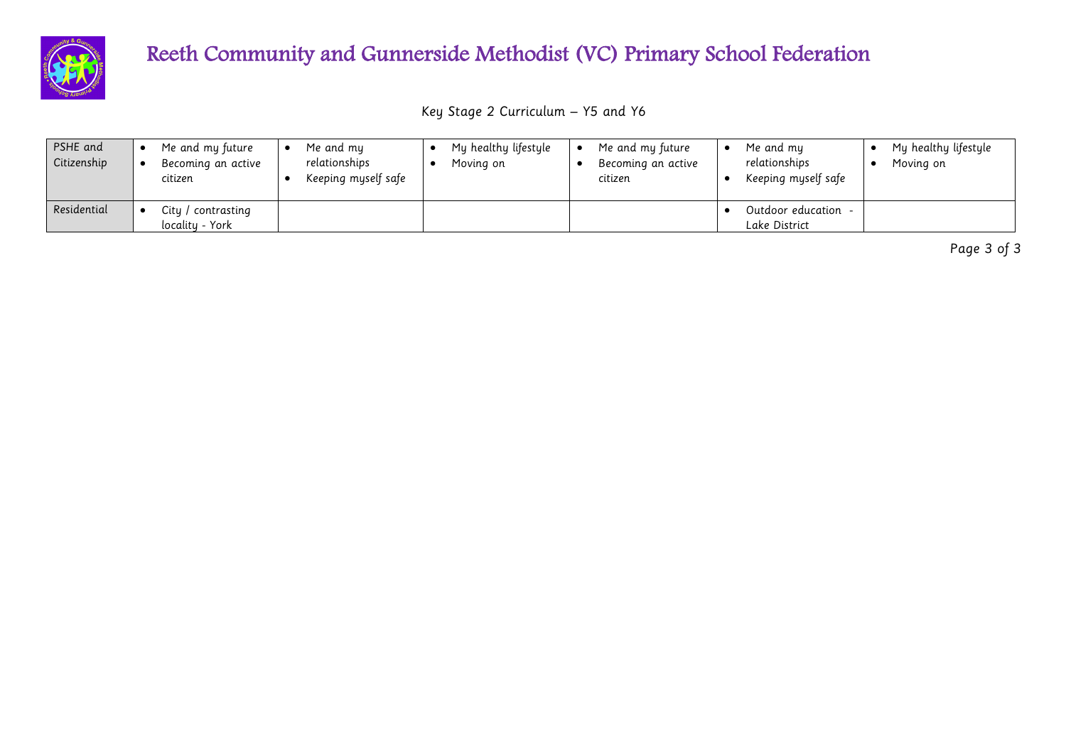# Reeth Community and Gunnerside Methodist (VC) Primary School Federation

Key Stage 2 Curriculum – Y5 and Y6

| | | | | | | |
|---|---|---|---|---|---|---|
| PSHE and Citizenship | • Me and my future<br>• Becoming an active citizen | • Me and my relationships<br>• Keeping myself safe | • My healthy lifestyle<br>• Moving on | • Me and my future<br>• Becoming an active citizen | • Me and my relationships<br>• Keeping myself safe | • My healthy lifestyle<br>• Moving on |
| Residential | • City / contrasting locality - York | | | | • Outdoor education - Lake District | |